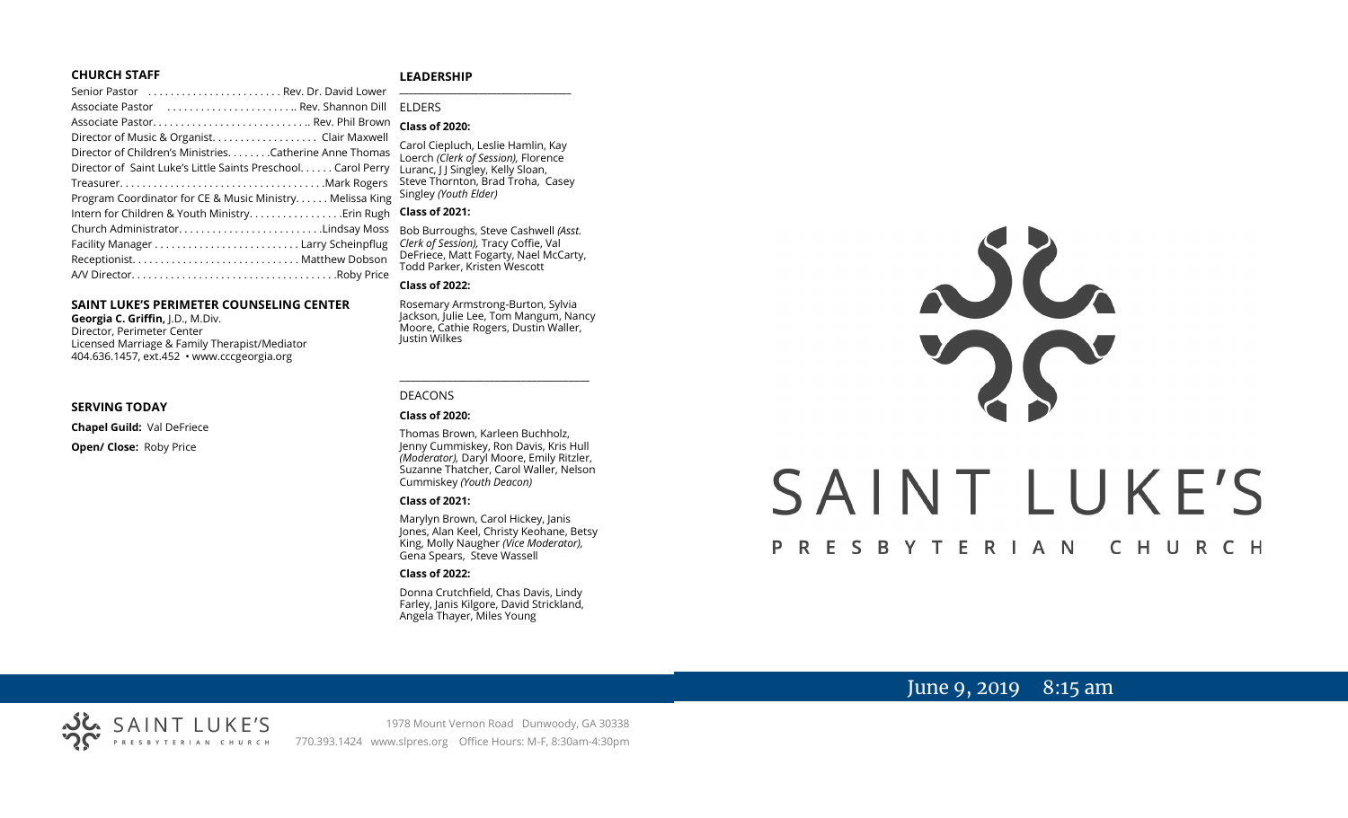## CHURCH STAFF

Senior Pastor ........................ Rev. Dr. David Lower
Associate Pastor ........................ Rev. Shannon Dill
Associate Pastor............................ Rev. Phil Brown
Director of Music & Organist.................. Clair Maxwell
Director of Children's Ministries........Catherine Anne Thomas
Director of Saint Luke's Little Saints Preschool...... Carol Perry
Treasurer.....................................Mark Rogers
Program Coordinator for CE & Music Ministry...... Melissa King
Intern for Children & Youth Ministry.................Erin Rugh
Church Administrator..........................Lindsay Moss
Facility Manager.......................... Larry Scheinpflug
Receptionist.............................. Matthew Dobson
A/V Director....................................Roby Price

## SAINT LUKE'S PERIMETER COUNSELING CENTER

**Georgia C. Griffin,** J.D., M.Div.
Director, Perimeter Center
Licensed Marriage & Family Therapist/Mediator
404.636.1457, ext.452 • www.cccgeorgia.org

## SERVING TODAY

**Chapel Guild:** Val DeFriece

**Open/ Close:** Roby Price

## LEADERSHIP

ELDERS

**Class of 2020:**

Carol Ciepluch, Leslie Hamlin, Kay Loerch *(Clerk of Session),* Florence Luranc, J J Singley, Kelly Sloan, Steve Thornton, Brad Troha, Casey Singley *(Youth Elder)*

**Class of 2021:**

Bob Burroughs, Steve Cashwell *(Asst. Clerk of Session),* Tracy Coffie, Val DeFriece, Matt Fogarty, Nael McCarty, Todd Parker, Kristen Wescott

**Class of 2022:**

Rosemary Armstrong-Burton, Sylvia Jackson, Julie Lee, Tom Mangum, Nancy Moore, Cathie Rogers, Dustin Waller, Justin Wilkes

DEACONS

**Class of 2020:**

Thomas Brown, Karleen Buchholz, Jenny Cummiskey, Ron Davis, Kris Hull *(Moderator),* Daryl Moore, Emily Ritzler, Suzanne Thatcher, Carol Waller, Nelson Cummiskey *(Youth Deacon)*

**Class of 2021:**

Marylyn Brown, Carol Hickey, Janis Jones, Alan Keel, Christy Keohane, Betsy King, Molly Naugher *(Vice Moderator),* Gena Spears, Steve Wassell

**Class of 2022:**

Donna Crutchfield, Chas Davis, Lindy Farley, Janis Kilgore, David Strickland, Angela Thayer, Miles Young

# SAINT LUKE'S PRESBYTERIAN CHURCH

June 9, 2019 8:15 am

SAINT LUKE'S PRESBYTERIAN CHURCH

1978 Mount Vernon Road Dunwoody, GA 30338
770.393.1424 www.slpres.org Office Hours: M-F, 8:30am-4:30pm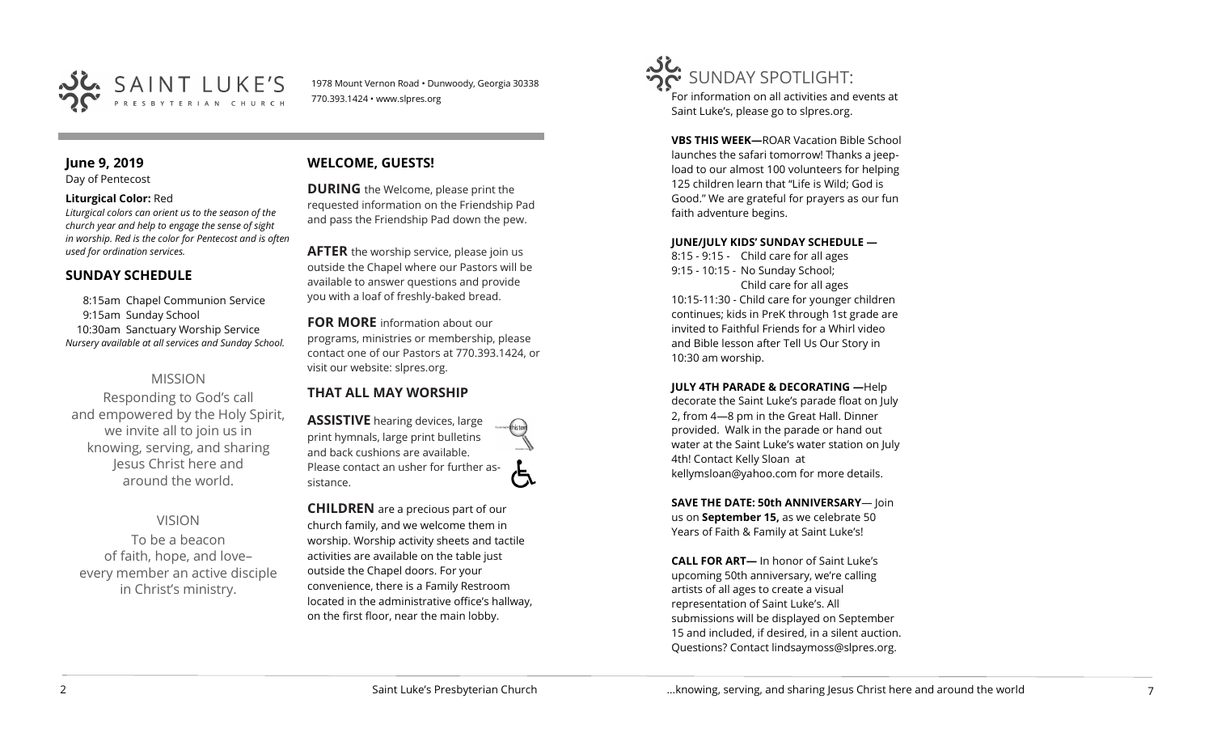# SAINT LUKE'S PRESBYTERIAN CHURCH

1978 Mount Vernon Road • Dunwoody, Georgia 30338
770.393.1424 • www.slpres.org

**June 9, 2019**
Day of Pentecost

**Liturgical Color:** Red
*Liturgical colors can orient us to the season of the church year and help to engage the sense of sight in worship. Red is the color for Pentecost and is often used for ordination services.*

## SUNDAY SCHEDULE

8:15am Chapel Communion Service
9:15am Sunday School
10:30am Sanctuary Worship Service
*Nursery available at all services and Sunday School.*

### MISSION

Responding to God's call and empowered by the Holy Spirit, we invite all to join us in knowing, serving, and sharing Jesus Christ here and around the world.

### VISION

To be a beacon of faith, hope, and love– every member an active disciple in Christ's ministry.

## WELCOME, GUESTS!

**DURING** the Welcome, please print the requested information on the Friendship Pad and pass the Friendship Pad down the pew.

**AFTER** the worship service, please join us outside the Chapel where our Pastors will be available to answer questions and provide you with a loaf of freshly-baked bread.

**FOR MORE** information about our programs, ministries or membership, please contact one of our Pastors at 770.393.1424, or visit our website: slpres.org.

## THAT ALL MAY WORSHIP

**ASSISTIVE** hearing devices, large print hymnals, large print bulletins and back cushions are available. Please contact an usher for further assistance.

**CHILDREN** are a precious part of our church family, and we welcome them in worship. Worship activity sheets and tactile activities are available on the table just outside the Chapel doors. For your convenience, there is a Family Restroom located in the administrative office's hallway, on the first floor, near the main lobby.

# SUNDAY SPOTLIGHT:

For information on all activities and events at Saint Luke's, please go to slpres.org.

**VBS THIS WEEK—**ROAR Vacation Bible School launches the safari tomorrow! Thanks a jeep-load to our almost 100 volunteers for helping 125 children learn that "Life is Wild; God is Good." We are grateful for prayers as our fun faith adventure begins.

**JUNE/JULY KIDS' SUNDAY SCHEDULE —**
8:15 - 9:15 - Child care for all ages
9:15 - 10:15 - No Sunday School; Child care for all ages
10:15-11:30 - Child care for younger children continues; kids in PreK through 1st grade are invited to Faithful Friends for a Whirl video and Bible lesson after Tell Us Our Story in 10:30 am worship.

**JULY 4TH PARADE & DECORATING —**Help decorate the Saint Luke's parade float on July 2, from 4—8 pm in the Great Hall. Dinner provided. Walk in the parade or hand out water at the Saint Luke's water station on July 4th! Contact Kelly Sloan at kellymsloan@yahoo.com for more details.

**SAVE THE DATE: 50th ANNIVERSARY**— Join us on **September 15,** as we celebrate 50 Years of Faith & Family at Saint Luke's!

**CALL FOR ART—** In honor of Saint Luke's upcoming 50th anniversary, we're calling artists of all ages to create a visual representation of Saint Luke's. All submissions will be displayed on September 15 and included, if desired, in a silent auction. Questions? Contact lindsaymoss@slpres.org.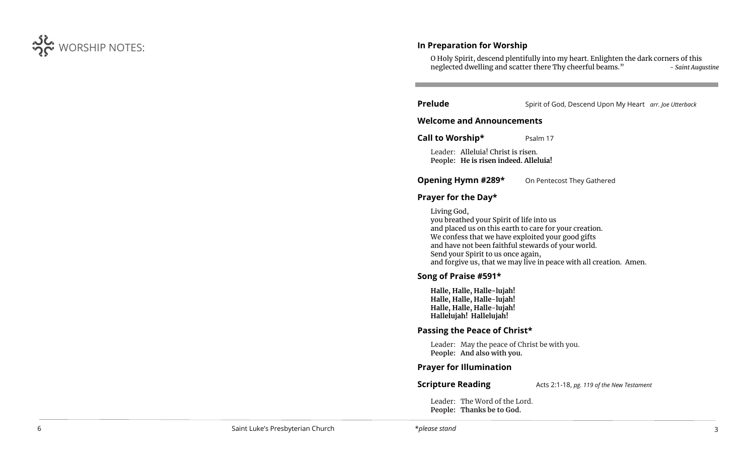WORSHIP NOTES:

## In Preparation for Worship

O Holy Spirit, descend plentifully into my heart. Enlighten the dark corners of this neglected dwelling and scatter there Thy cheerful beams." *- Saint Augustine*

---

**Prelude** Spirit of God, Descend Upon My Heart *arr. Joe Utterback*

**Welcome and Announcements**

**Call to Worship*** Psalm 17

Leader: Alleluia! Christ is risen.
**People: He is risen indeed. Alleluia!**

**Opening Hymn #289*** On Pentecost They Gathered

**Prayer for the Day***

Living God,
you breathed your Spirit of life into us
and placed us on this earth to care for your creation.
We confess that we have exploited your good gifts
and have not been faithful stewards of your world.
Send your Spirit to us once again,
and forgive us, that we may live in peace with all creation. Amen.

**Song of Praise #591***

**Halle, Halle, Halle-lujah!**
**Halle, Halle, Halle-lujah!**
**Halle, Halle, Halle-lujah!**
**Hallelujah! Hallelujah!**

**Passing the Peace of Christ***

Leader: May the peace of Christ be with you.
**People: And also with you.**

**Prayer for Illumination**

**Scripture Reading** Acts 2:1-18, *pg. 119 of the New Testament*

Leader: The Word of the Lord.
**People: Thanks be to God.**

Saint Luke's Presbyterian Church

**please stand*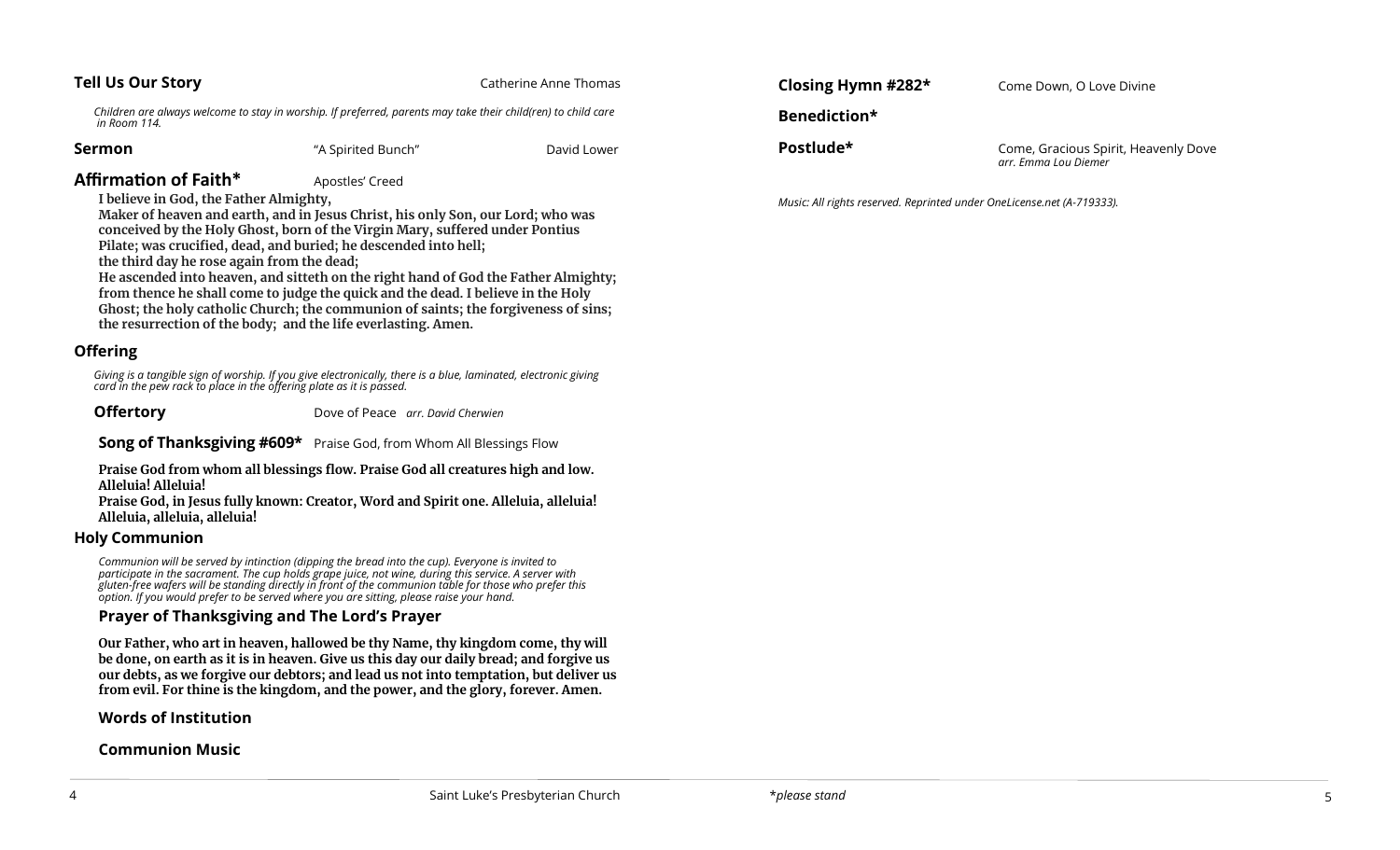**Tell Us Our Story** Catherine Anne Thomas

*Children are always welcome to stay in worship. If preferred, parents may take their child(ren) to child care in Room 114.*

**Sermon** "A Spirited Bunch" David Lower

## Affirmation of Faith* Apostles' Creed

**I believe in God, the Father Almighty,**
**Maker of heaven and earth, and in Jesus Christ, his only Son, our Lord; who was conceived by the Holy Ghost, born of the Virgin Mary, suffered under Pontius Pilate; was crucified, dead, and buried; he descended into hell;**
**the third day he rose again from the dead;**
**He ascended into heaven, and sitteth on the right hand of God the Father Almighty; from thence he shall come to judge the quick and the dead. I believe in the Holy Ghost; the holy catholic Church; the communion of saints; the forgiveness of sins; the resurrection of the body; and the life everlasting. Amen.**

## Offering

*Giving is a tangible sign of worship. If you give electronically, there is a blue, laminated, electronic giving card in the pew rack to place in the offering plate as it is passed.*

**Offertory** Dove of Peace *arr. David Cherwien*

**Song of Thanksgiving #609*** Praise God, from Whom All Blessings Flow

**Praise God from whom all blessings flow. Praise God all creatures high and low. Alleluia! Alleluia!**
**Praise God, in Jesus fully known: Creator, Word and Spirit one. Alleluia, alleluia! Alleluia, alleluia, alleluia!**

## Holy Communion

*Communion will be served by intinction (dipping the bread into the cup). Everyone is invited to participate in the sacrament. The cup holds grape juice, not wine, during this service. A server with gluten-free wafers will be standing directly in front of the communion table for those who prefer this option. If you would prefer to be served where you are sitting, please raise your hand.*

### Prayer of Thanksgiving and The Lord's Prayer

**Our Father, who art in heaven, hallowed be thy Name, thy kingdom come, thy will be done, on earth as it is in heaven. Give us this day our daily bread; and forgive us our debts, as we forgive our debtors; and lead us not into temptation, but deliver us from evil. For thine is the kingdom, and the power, and the glory, forever. Amen.**

### Words of Institution

### Communion Music

**Closing Hymn #282*** Come Down, O Love Divine

**Benediction***

**Postlude*** Come, Gracious Spirit, Heavenly Dove
*arr. Emma Lou Diemer*

*Music: All rights reserved. Reprinted under OneLicense.net (A-719333).*

*\*please stand*